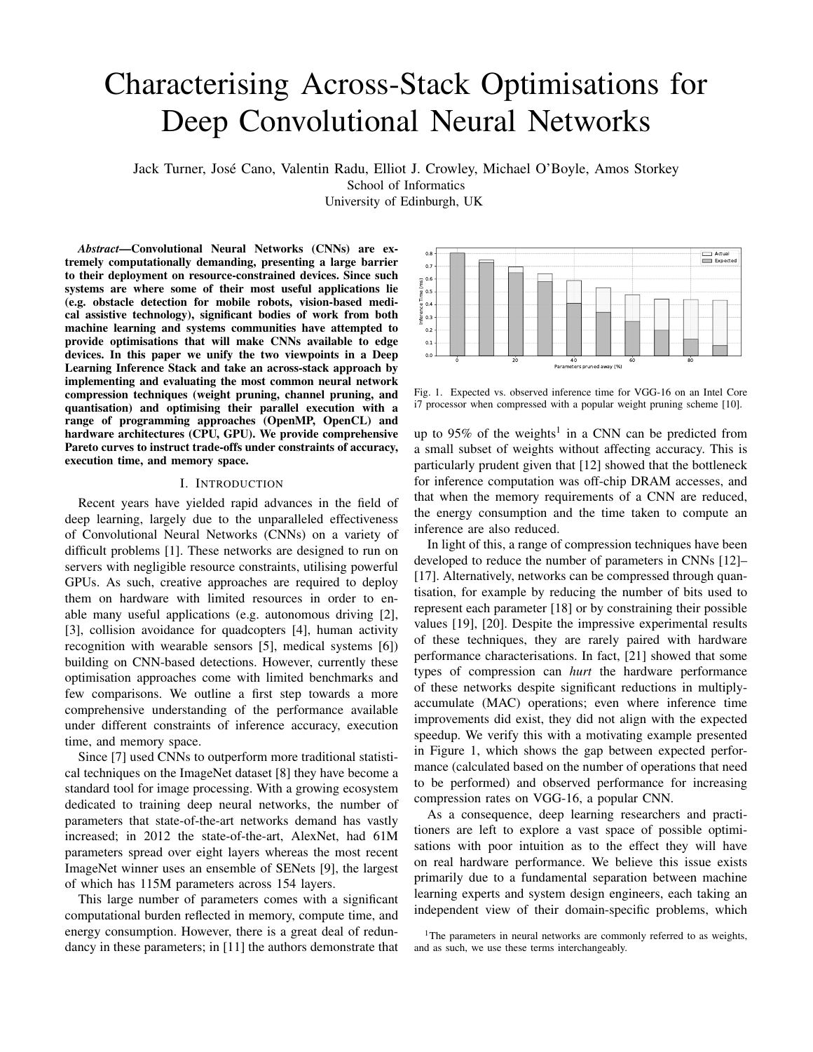# Characterising Across-Stack Optimisations for Deep Convolutional Neural Networks

Jack Turner, José Cano, Valentin Radu, Elliot J. Crowley, Michael O'Boyle, Amos Storkey
School of Informatics
University of Edinburgh, UK

***Abstract*—Convolutional Neural Networks (CNNs) are extremely computationally demanding, presenting a large barrier to their deployment on resource-constrained devices. Since such systems are where some of their most useful applications lie (e.g. obstacle detection for mobile robots, vision-based medical assistive technology), significant bodies of work from both machine learning and systems communities have attempted to provide optimisations that will make CNNs available to edge devices. In this paper we unify the two viewpoints in a Deep Learning Inference Stack and take an across-stack approach by implementing and evaluating the most common neural network compression techniques (weight pruning, channel pruning, and quantisation) and optimising their parallel execution with a range of programming approaches (OpenMP, OpenCL) and hardware architectures (CPU, GPU). We provide comprehensive Pareto curves to instruct trade-offs under constraints of accuracy, execution time, and memory space.**

## I. Introduction

Recent years have yielded rapid advances in the field of deep learning, largely due to the unparalleled effectiveness of Convolutional Neural Networks (CNNs) on a variety of difficult problems [1]. These networks are designed to run on servers with negligible resource constraints, utilising powerful GPUs. As such, creative approaches are required to deploy them on hardware with limited resources in order to enable many useful applications (e.g. autonomous driving [2], [3], collision avoidance for quadcopters [4], human activity recognition with wearable sensors [5], medical systems [6]) building on CNN-based detections. However, currently these optimisation approaches come with limited benchmarks and few comparisons. We outline a first step towards a more comprehensive understanding of the performance available under different constraints of inference accuracy, execution time, and memory space.

Since [7] used CNNs to outperform more traditional statistical techniques on the ImageNet dataset [8] they have become a standard tool for image processing. With a growing ecosystem dedicated to training deep neural networks, the number of parameters that state-of-the-art networks demand has vastly increased; in 2012 the state-of-the-art, AlexNet, had 61M parameters spread over eight layers whereas the most recent ImageNet winner uses an ensemble of SENets [9], the largest of which has 115M parameters across 154 layers.

This large number of parameters comes with a significant computational burden reflected in memory, compute time, and energy consumption. However, there is a great deal of redundancy in these parameters; in [11] the authors demonstrate that up to 95% of the weights[1] in a CNN can be predicted from a small subset of weights without affecting accuracy. This is particularly prudent given that [12] showed that the bottleneck for inference computation was off-chip DRAM accesses, and that when the memory requirements of a CNN are reduced, the energy consumption and the time taken to compute an inference are also reduced.

Fig. 1. Expected vs. observed inference time for VGG-16 on an Intel Core i7 processor when compressed with a popular weight pruning scheme [10].

In light of this, a range of compression techniques have been developed to reduce the number of parameters in CNNs [12]–[17]. Alternatively, networks can be compressed through quantisation, for example by reducing the number of bits used to represent each parameter [18] or by constraining their possible values [19], [20]. Despite the impressive experimental results of these techniques, they are rarely paired with hardware performance characterisations. In fact, [21] showed that some types of compression can *hurt* the hardware performance of these networks despite significant reductions in multiply-accumulate (MAC) operations; even where inference time improvements did exist, they did not align with the expected speedup. We verify this with a motivating example presented in Figure 1, which shows the gap between expected performance (calculated based on the number of operations that need to be performed) and observed performance for increasing compression rates on VGG-16, a popular CNN.

As a consequence, deep learning researchers and practitioners are left to explore a vast space of possible optimisations with poor intuition as to the effect they will have on real hardware performance. We believe this issue exists primarily due to a fundamental separation between machine learning experts and system design engineers, each taking an independent view of their domain-specific problems, which

[1] The parameters in neural networks are commonly referred to as weights, and as such, we use these terms interchangeably.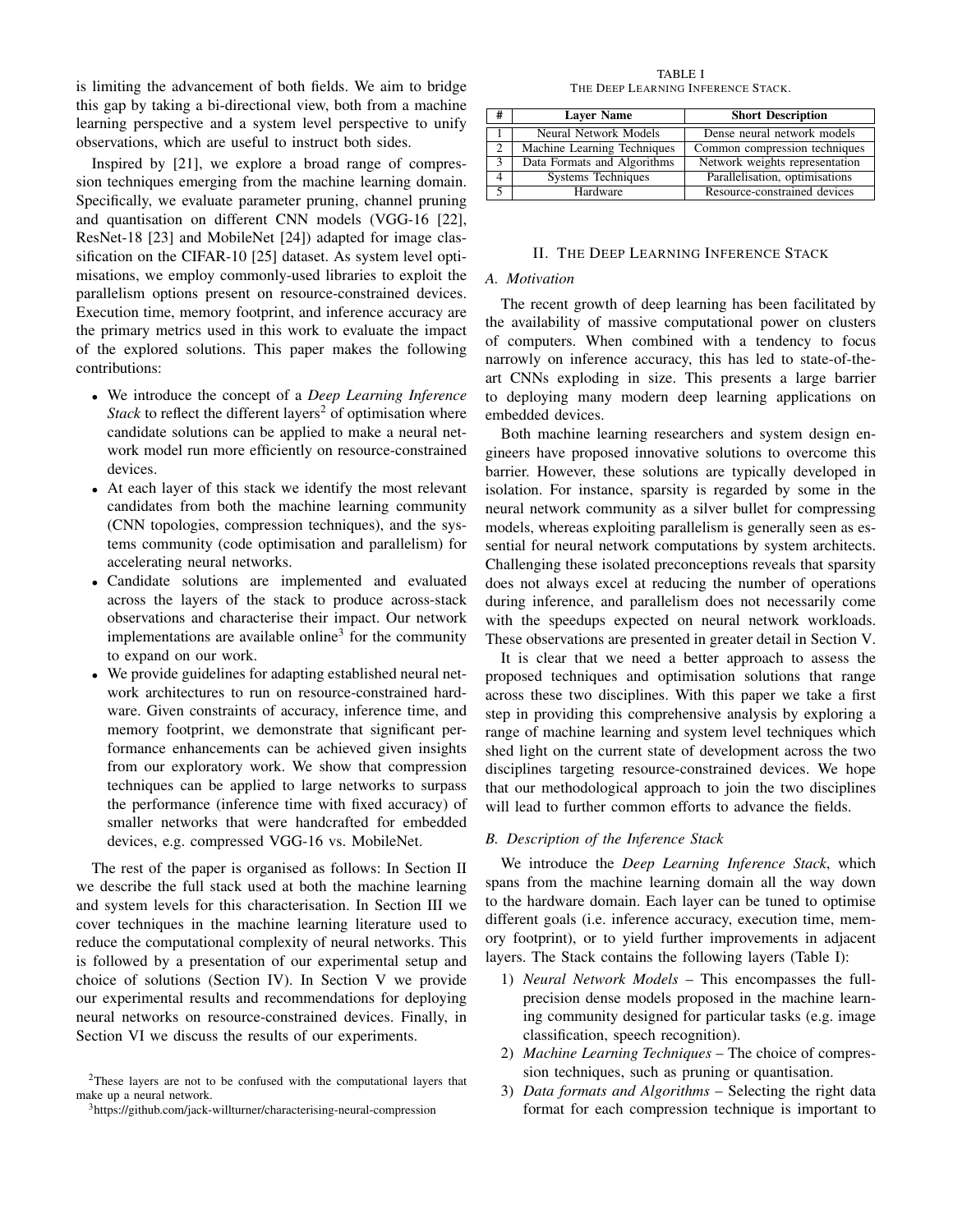is limiting the advancement of both fields. We aim to bridge this gap by taking a bi-directional view, both from a machine learning perspective and a system level perspective to unify observations, which are useful to instruct both sides.

Inspired by [21], we explore a broad range of compression techniques emerging from the machine learning domain. Specifically, we evaluate parameter pruning, channel pruning and quantisation on different CNN models (VGG-16 [22], ResNet-18 [23] and MobileNet [24]) adapted for image classification on the CIFAR-10 [25] dataset. As system level optimisations, we employ commonly-used libraries to exploit the parallelism options present on resource-constrained devices. Execution time, memory footprint, and inference accuracy are the primary metrics used in this work to evaluate the impact of the explored solutions. This paper makes the following contributions:

- We introduce the concept of a *Deep Learning Inference Stack* to reflect the different layers[2] of optimisation where candidate solutions can be applied to make a neural network model run more efficiently on resource-constrained devices.
- At each layer of this stack we identify the most relevant candidates from both the machine learning community (CNN topologies, compression techniques), and the systems community (code optimisation and parallelism) for accelerating neural networks.
- Candidate solutions are implemented and evaluated across the layers of the stack to produce across-stack observations and characterise their impact. Our network implementations are available online[3] for the community to expand on our work.
- We provide guidelines for adapting established neural network architectures to run on resource-constrained hardware. Given constraints of accuracy, inference time, and memory footprint, we demonstrate that significant performance enhancements can be achieved given insights from our exploratory work. We show that compression techniques can be applied to large networks to surpass the performance (inference time with fixed accuracy) of smaller networks that were handcrafted for embedded devices, e.g. compressed VGG-16 vs. MobileNet.

The rest of the paper is organised as follows: In Section II we describe the full stack used at both the machine learning and system levels for this characterisation. In Section III we cover techniques in the machine learning literature used to reduce the computational complexity of neural networks. This is followed by a presentation of our experimental setup and choice of solutions (Section IV). In Section V we provide our experimental results and recommendations for deploying neural networks on resource-constrained devices. Finally, in Section VI we discuss the results of our experiments.

[2]These layers are not to be confused with the computational layers that make up a neural network.

[3]https://github.com/jack-willturner/characterising-neural-compression

TABLE I
THE DEEP LEARNING INFERENCE STACK.

| # | Layer Name | Short Description |
|---|---|---|
| 1 | Neural Network Models | Dense neural network models |
| 2 | Machine Learning Techniques | Common compression techniques |
| 3 | Data Formats and Algorithms | Network weights representation |
| 4 | Systems Techniques | Parallelisation, optimisations |
| 5 | Hardware | Resource-constrained devices |

## II. The Deep Learning Inference Stack

### A. Motivation

The recent growth of deep learning has been facilitated by the availability of massive computational power on clusters of computers. When combined with a tendency to focus narrowly on inference accuracy, this has led to state-of-the-art CNNs exploding in size. This presents a large barrier to deploying many modern deep learning applications on embedded devices.

Both machine learning researchers and system design engineers have proposed innovative solutions to overcome this barrier. However, these solutions are typically developed in isolation. For instance, sparsity is regarded by some in the neural network community as a silver bullet for compressing models, whereas exploiting parallelism is generally seen as essential for neural network computations by system architects. Challenging these isolated preconceptions reveals that sparsity does not always excel at reducing the number of operations during inference, and parallelism does not necessarily come with the speedups expected on neural network workloads. These observations are presented in greater detail in Section V.

It is clear that we need a better approach to assess the proposed techniques and optimisation solutions that range across these two disciplines. With this paper we take a first step in providing this comprehensive analysis by exploring a range of machine learning and system level techniques which shed light on the current state of development across the two disciplines targeting resource-constrained devices. We hope that our methodological approach to join the two disciplines will lead to further common efforts to advance the fields.

### B. Description of the Inference Stack

We introduce the *Deep Learning Inference Stack*, which spans from the machine learning domain all the way down to the hardware domain. Each layer can be tuned to optimise different goals (i.e. inference accuracy, execution time, memory footprint), or to yield further improvements in adjacent layers. The Stack contains the following layers (Table I):

1) *Neural Network Models* – This encompasses the full-precision dense models proposed in the machine learning community designed for particular tasks (e.g. image classification, speech recognition).
2) *Machine Learning Techniques* – The choice of compression techniques, such as pruning or quantisation.
3) *Data formats and Algorithms* – Selecting the right data format for each compression technique is important to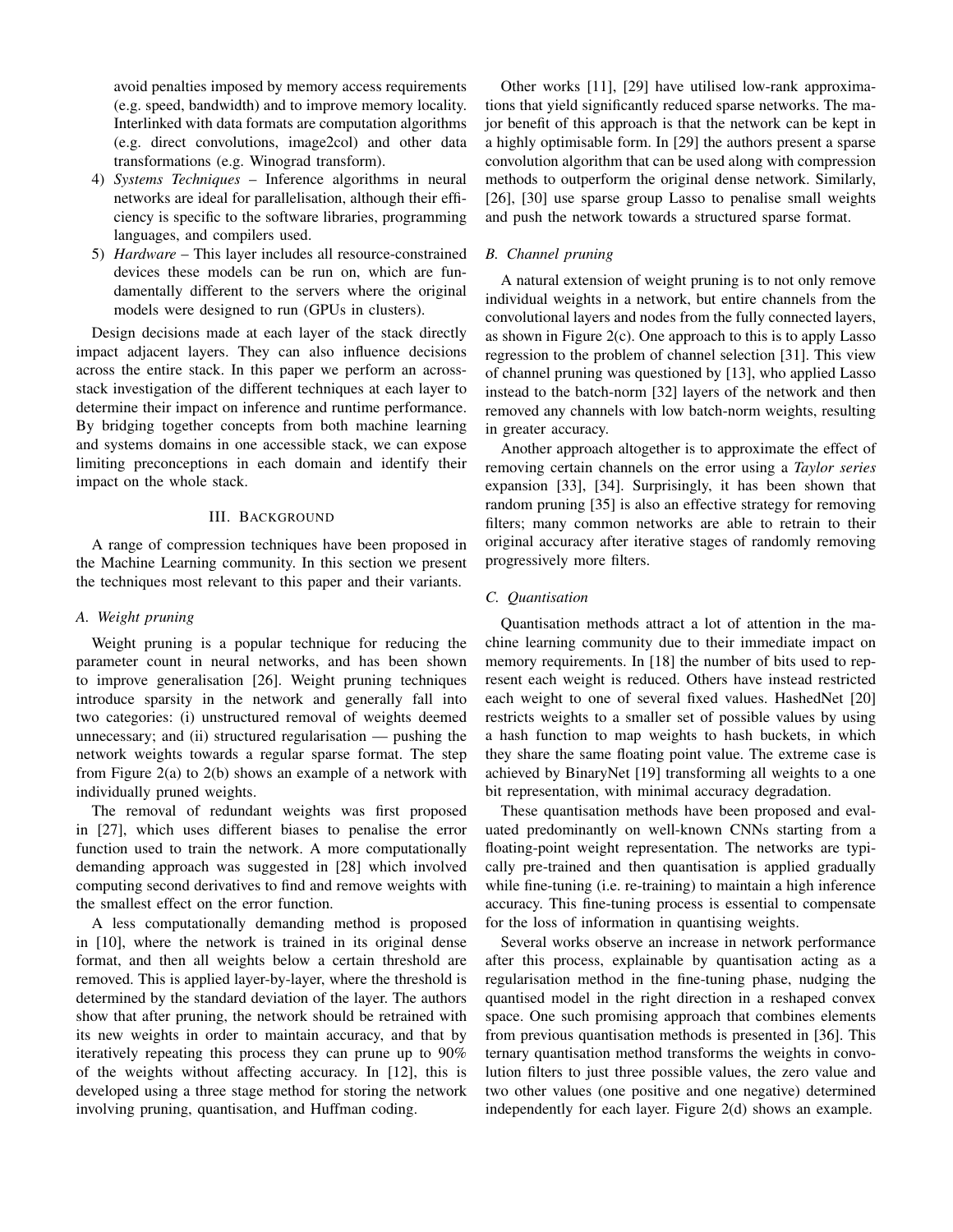avoid penalties imposed by memory access requirements (e.g. speed, bandwidth) and to improve memory locality. Interlinked with data formats are computation algorithms (e.g. direct convolutions, image2col) and other data transformations (e.g. Winograd transform).

4) *Systems Techniques* – Inference algorithms in neural networks are ideal for parallelisation, although their efficiency is specific to the software libraries, programming languages, and compilers used.
5) *Hardware* – This layer includes all resource-constrained devices these models can be run on, which are fundamentally different to the servers where the original models were designed to run (GPUs in clusters).

Design decisions made at each layer of the stack directly impact adjacent layers. They can also influence decisions across the entire stack. In this paper we perform an across-stack investigation of the different techniques at each layer to determine their impact on inference and runtime performance. By bridging together concepts from both machine learning and systems domains in one accessible stack, we can expose limiting preconceptions in each domain and identify their impact on the whole stack.

## III. Background

A range of compression techniques have been proposed in the Machine Learning community. In this section we present the techniques most relevant to this paper and their variants.

### A. Weight pruning

Weight pruning is a popular technique for reducing the parameter count in neural networks, and has been shown to improve generalisation [26]. Weight pruning techniques introduce sparsity in the network and generally fall into two categories: (i) unstructured removal of weights deemed unnecessary; and (ii) structured regularisation — pushing the network weights towards a regular sparse format. The step from Figure 2(a) to 2(b) shows an example of a network with individually pruned weights.

The removal of redundant weights was first proposed in [27], which uses different biases to penalise the error function used to train the network. A more computationally demanding approach was suggested in [28] which involved computing second derivatives to find and remove weights with the smallest effect on the error function.

A less computationally demanding method is proposed in [10], where the network is trained in its original dense format, and then all weights below a certain threshold are removed. This is applied layer-by-layer, where the threshold is determined by the standard deviation of the layer. The authors show that after pruning, the network should be retrained with its new weights in order to maintain accuracy, and that by iteratively repeating this process they can prune up to 90% of the weights without affecting accuracy. In [12], this is developed using a three stage method for storing the network involving pruning, quantisation, and Huffman coding.

Other works [11], [29] have utilised low-rank approximations that yield significantly reduced sparse networks. The major benefit of this approach is that the network can be kept in a highly optimisable form. In [29] the authors present a sparse convolution algorithm that can be used along with compression methods to outperform the original dense network. Similarly, [26], [30] use sparse group Lasso to penalise small weights and push the network towards a structured sparse format.

### B. Channel pruning

A natural extension of weight pruning is to not only remove individual weights in a network, but entire channels from the convolutional layers and nodes from the fully connected layers, as shown in Figure 2(c). One approach to this is to apply Lasso regression to the problem of channel selection [31]. This view of channel pruning was questioned by [13], who applied Lasso instead to the batch-norm [32] layers of the network and then removed any channels with low batch-norm weights, resulting in greater accuracy.

Another approach altogether is to approximate the effect of removing certain channels on the error using a *Taylor series* expansion [33], [34]. Surprisingly, it has been shown that random pruning [35] is also an effective strategy for removing filters; many common networks are able to retrain to their original accuracy after iterative stages of randomly removing progressively more filters.

### C. Quantisation

Quantisation methods attract a lot of attention in the machine learning community due to their immediate impact on memory requirements. In [18] the number of bits used to represent each weight is reduced. Others have instead restricted each weight to one of several fixed values. HashedNet [20] restricts weights to a smaller set of possible values by using a hash function to map weights to hash buckets, in which they share the same floating point value. The extreme case is achieved by BinaryNet [19] transforming all weights to a one bit representation, with minimal accuracy degradation.

These quantisation methods have been proposed and evaluated predominantly on well-known CNNs starting from a floating-point weight representation. The networks are typically pre-trained and then quantisation is applied gradually while fine-tuning (i.e. re-training) to maintain a high inference accuracy. This fine-tuning process is essential to compensate for the loss of information in quantising weights.

Several works observe an increase in network performance after this process, explainable by quantisation acting as a regularisation method in the fine-tuning phase, nudging the quantised model in the right direction in a reshaped convex space. One such promising approach that combines elements from previous quantisation methods is presented in [36]. This ternary quantisation method transforms the weights in convolution filters to just three possible values, the zero value and two other values (one positive and one negative) determined independently for each layer. Figure 2(d) shows an example.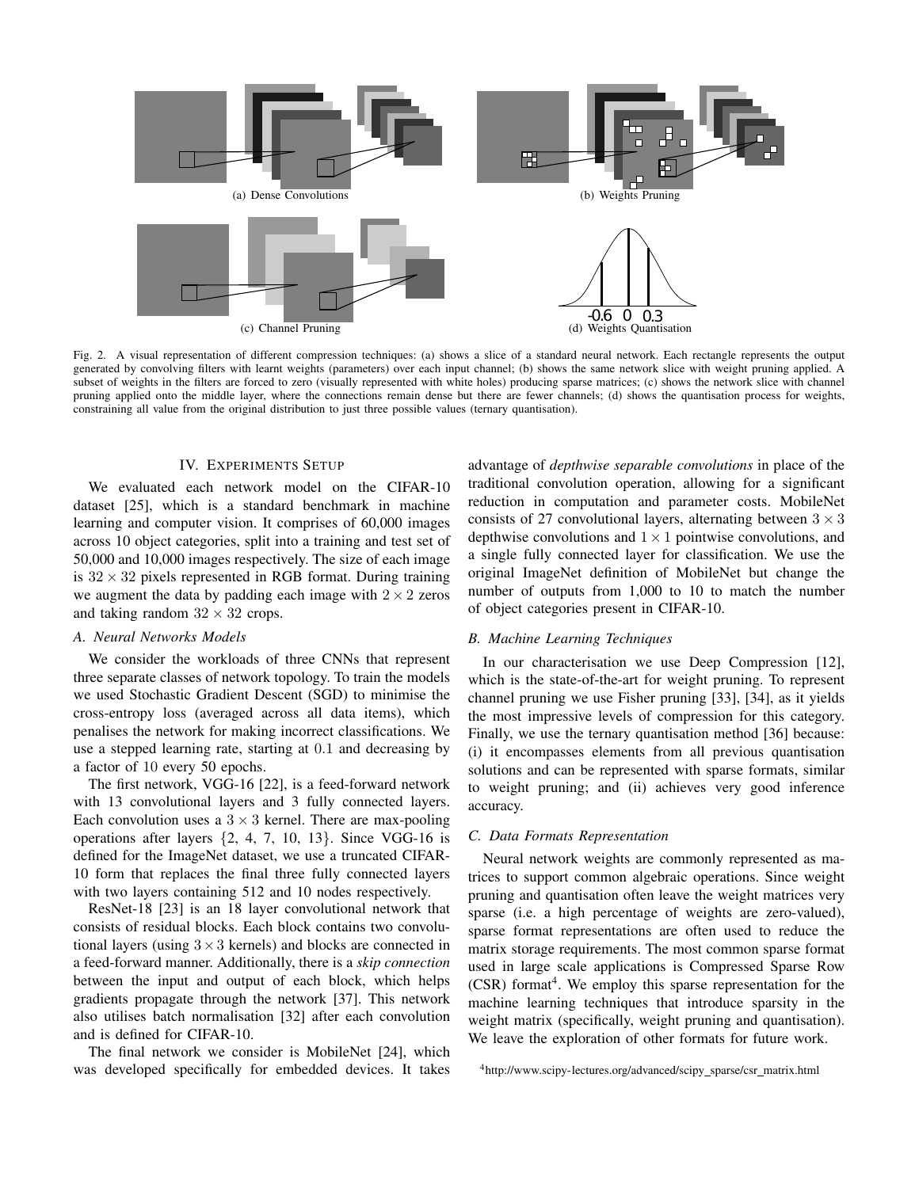(a) Dense Convolutions

(b) Weights Pruning

(c) Channel Pruning

(d) Weights Quantisation

Fig. 2. A visual representation of different compression techniques: (a) shows a slice of a standard neural network. Each rectangle represents the output generated by convolving filters with learnt weights (parameters) over each input channel; (b) shows the same network slice with weight pruning applied. A subset of weights in the filters are forced to zero (visually represented with white holes) producing sparse matrices; (c) shows the network slice with channel pruning applied onto the middle layer, where the connections remain dense but there are fewer channels; (d) shows the quantisation process for weights, constraining all value from the original distribution to just three possible values (ternary quantisation).

## IV. Experiments Setup

We evaluated each network model on the CIFAR-10 dataset [25], which is a standard benchmark in machine learning and computer vision. It comprises of 60,000 images across 10 object categories, split into a training and test set of 50,000 and 10,000 images respectively. The size of each image is $32 \times 32$ pixels represented in RGB format. During training we augment the data by padding each image with $2 \times 2$ zeros and taking random $32 \times 32$ crops.

### A. Neural Networks Models

We consider the workloads of three CNNs that represent three separate classes of network topology. To train the models we used Stochastic Gradient Descent (SGD) to minimise the cross-entropy loss (averaged across all data items), which penalises the network for making incorrect classifications. We use a stepped learning rate, starting at $0.1$ and decreasing by a factor of $10$ every 50 epochs.

The first network, VGG-16 [22], is a feed-forward network with 13 convolutional layers and 3 fully connected layers. Each convolution uses a $3 \times 3$ kernel. There are max-pooling operations after layers $\{2, 4, 7, 10, 13\}$. Since VGG-16 is defined for the ImageNet dataset, we use a truncated CIFAR-10 form that replaces the final three fully connected layers with two layers containing 512 and 10 nodes respectively.

ResNet-18 [23] is an 18 layer convolutional network that consists of residual blocks. Each block contains two convolutional layers (using $3 \times 3$ kernels) and blocks are connected in a feed-forward manner. Additionally, there is a *skip connection* between the input and output of each block, which helps gradients propagate through the network [37]. This network also utilises batch normalisation [32] after each convolution and is defined for CIFAR-10.

The final network we consider is MobileNet [24], which was developed specifically for embedded devices. It takes advantage of *depthwise separable convolutions* in place of the traditional convolution operation, allowing for a significant reduction in computation and parameter costs. MobileNet consists of 27 convolutional layers, alternating between $3 \times 3$ depthwise convolutions and $1 \times 1$ pointwise convolutions, and a single fully connected layer for classification. We use the original ImageNet definition of MobileNet but change the number of outputs from 1,000 to 10 to match the number of object categories present in CIFAR-10.

### B. Machine Learning Techniques

In our characterisation we use Deep Compression [12], which is the state-of-the-art for weight pruning. To represent channel pruning we use Fisher pruning [33], [34], as it yields the most impressive levels of compression for this category. Finally, we use the ternary quantisation method [36] because: (i) it encompasses elements from all previous quantisation solutions and can be represented with sparse formats, similar to weight pruning; and (ii) achieves very good inference accuracy.

### C. Data Formats Representation

Neural network weights are commonly represented as matrices to support common algebraic operations. Since weight pruning and quantisation often leave the weight matrices very sparse (i.e. a high percentage of weights are zero-valued), sparse format representations are often used to reduce the matrix storage requirements. The most common sparse format used in large scale applications is Compressed Sparse Row (CSR) format[4]. We employ this sparse representation for the machine learning techniques that introduce sparsity in the weight matrix (specifically, weight pruning and quantisation). We leave the exploration of other formats for future work.

[4] http://www.scipy-lectures.org/advanced/scipy_sparse/csr_matrix.html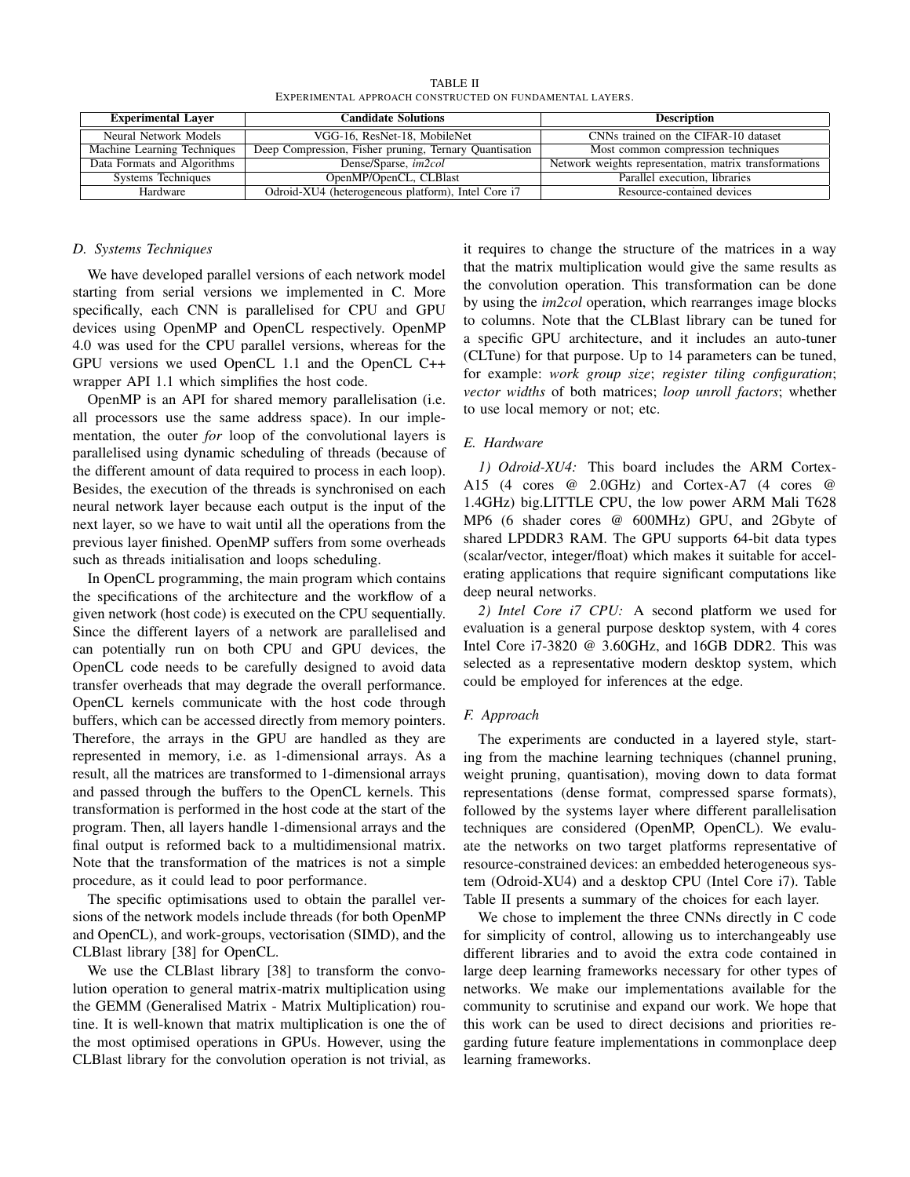TABLE II
EXPERIMENTAL APPROACH CONSTRUCTED ON FUNDAMENTAL LAYERS.

| Experimental Layer | Candidate Solutions | Description |
|---|---|---|
| Neural Network Models | VGG-16, ResNet-18, MobileNet | CNNs trained on the CIFAR-10 dataset |
| Machine Learning Techniques | Deep Compression, Fisher pruning, Ternary Quantisation | Most common compression techniques |
| Data Formats and Algorithms | Dense/Sparse, *im2col* | Network weights representation, matrix transformations |
| Systems Techniques | OpenMP/OpenCL, CLBlast | Parallel execution, libraries |
| Hardware | Odroid-XU4 (heterogeneous platform), Intel Core i7 | Resource-contained devices |

### D. Systems Techniques

We have developed parallel versions of each network model starting from serial versions we implemented in C. More specifically, each CNN is parallelised for CPU and GPU devices using OpenMP and OpenCL respectively. OpenMP 4.0 was used for the CPU parallel versions, whereas for the GPU versions we used OpenCL 1.1 and the OpenCL C++ wrapper API 1.1 which simplifies the host code.

OpenMP is an API for shared memory parallelisation (i.e. all processors use the same address space). In our implementation, the outer *for* loop of the convolutional layers is parallelised using dynamic scheduling of threads (because of the different amount of data required to process in each loop). Besides, the execution of the threads is synchronised on each neural network layer because each output is the input of the next layer, so we have to wait until all the operations from the previous layer finished. OpenMP suffers from some overheads such as threads initialisation and loops scheduling.

In OpenCL programming, the main program which contains the specifications of the architecture and the workflow of a given network (host code) is executed on the CPU sequentially. Since the different layers of a network are parallelised and can potentially run on both CPU and GPU devices, the OpenCL code needs to be carefully designed to avoid data transfer overheads that may degrade the overall performance. OpenCL kernels communicate with the host code through buffers, which can be accessed directly from memory pointers. Therefore, the arrays in the GPU are handled as they are represented in memory, i.e. as 1-dimensional arrays. As a result, all the matrices are transformed to 1-dimensional arrays and passed through the buffers to the OpenCL kernels. This transformation is performed in the host code at the start of the program. Then, all layers handle 1-dimensional arrays and the final output is reformed back to a multidimensional matrix. Note that the transformation of the matrices is not a simple procedure, as it could lead to poor performance.

The specific optimisations used to obtain the parallel versions of the network models include threads (for both OpenMP and OpenCL), and work-groups, vectorisation (SIMD), and the CLBlast library [38] for OpenCL.

We use the CLBlast library [38] to transform the convolution operation to general matrix-matrix multiplication using the GEMM (Generalised Matrix - Matrix Multiplication) routine. It is well-known that matrix multiplication is one the of the most optimised operations in GPUs. However, using the CLBlast library for the convolution operation is not trivial, as it requires to change the structure of the matrices in a way that the matrix multiplication would give the same results as the convolution operation. This transformation can be done by using the *im2col* operation, which rearranges image blocks to columns. Note that the CLBlast library can be tuned for a specific GPU architecture, and it includes an auto-tuner (CLTune) for that purpose. Up to 14 parameters can be tuned, for example: *work group size*; *register tiling configuration*; *vector widths* of both matrices; *loop unroll factors*; whether to use local memory or not; etc.

### E. Hardware

*1) Odroid-XU4:* This board includes the ARM Cortex-A15 (4 cores @ 2.0GHz) and Cortex-A7 (4 cores @ 1.4GHz) big.LITTLE CPU, the low power ARM Mali T628 MP6 (6 shader cores @ 600MHz) GPU, and 2Gbyte of shared LPDDR3 RAM. The GPU supports 64-bit data types (scalar/vector, integer/float) which makes it suitable for accelerating applications that require significant computations like deep neural networks.

*2) Intel Core i7 CPU:* A second platform we used for evaluation is a general purpose desktop system, with 4 cores Intel Core i7-3820 @ 3.60GHz, and 16GB DDR2. This was selected as a representative modern desktop system, which could be employed for inferences at the edge.

### F. Approach

The experiments are conducted in a layered style, starting from the machine learning techniques (channel pruning, weight pruning, quantisation), moving down to data format representations (dense format, compressed sparse formats), followed by the systems layer where different parallelisation techniques are considered (OpenMP, OpenCL). We evaluate the networks on two target platforms representative of resource-constrained devices: an embedded heterogeneous system (Odroid-XU4) and a desktop CPU (Intel Core i7). Table Table II presents a summary of the choices for each layer.

We chose to implement the three CNNs directly in C code for simplicity of control, allowing us to interchangeably use different libraries and to avoid the extra code contained in large deep learning frameworks necessary for other types of networks. We make our implementations available for the community to scrutinise and expand our work. We hope that this work can be used to direct decisions and priorities regarding future feature implementations in commonplace deep learning frameworks.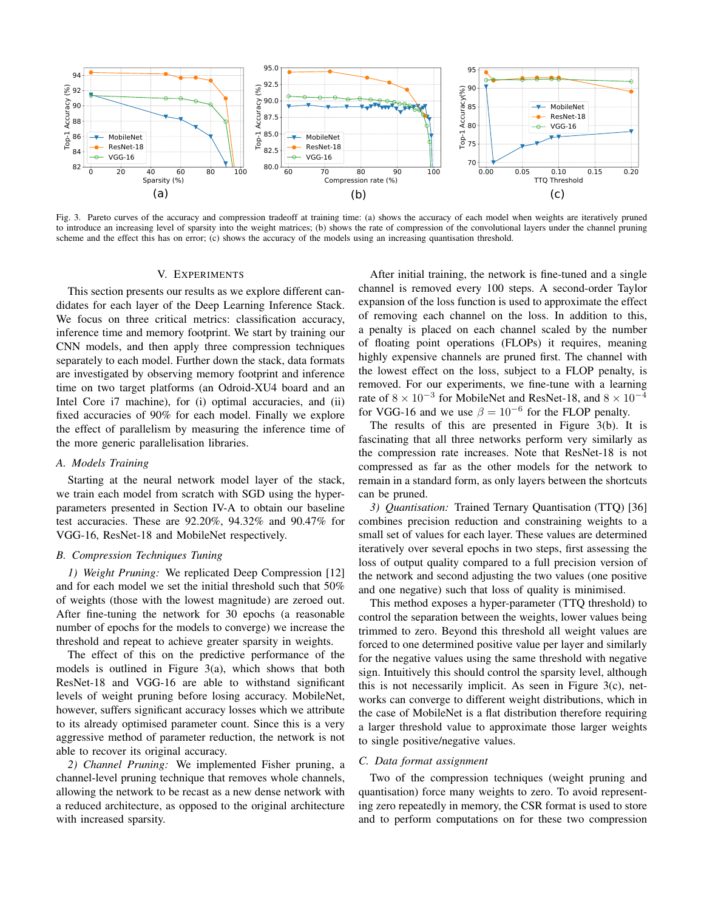Fig. 3. Pareto curves of the accuracy and compression tradeoff at training time: (a) shows the accuracy of each model when weights are iteratively pruned to introduce an increasing level of sparsity into the weight matrices; (b) shows the rate of compression of the convolutional layers under the channel pruning scheme and the effect this has on error; (c) shows the accuracy of the models using an increasing quantisation threshold.

## V. Experiments

This section presents our results as we explore different candidates for each layer of the Deep Learning Inference Stack. We focus on three critical metrics: classification accuracy, inference time and memory footprint. We start by training our CNN models, and then apply three compression techniques separately to each model. Further down the stack, data formats are investigated by observing memory footprint and inference time on two target platforms (an Odroid-XU4 board and an Intel Core i7 machine), for (i) optimal accuracies, and (ii) fixed accuracies of 90% for each model. Finally we explore the effect of parallelism by measuring the inference time of the more generic parallelisation libraries.

### A. Models Training

Starting at the neural network model layer of the stack, we train each model from scratch with SGD using the hyperparameters presented in Section IV-A to obtain our baseline test accuracies. These are 92.20%, 94.32% and 90.47% for VGG-16, ResNet-18 and MobileNet respectively.

### B. Compression Techniques Tuning

*1) Weight Pruning:* We replicated Deep Compression [12] and for each model we set the initial threshold such that 50% of weights (those with the lowest magnitude) are zeroed out. After fine-tuning the network for 30 epochs (a reasonable number of epochs for the models to converge) we increase the threshold and repeat to achieve greater sparsity in weights.

The effect of this on the predictive performance of the models is outlined in Figure 3(a), which shows that both ResNet-18 and VGG-16 are able to withstand significant levels of weight pruning before losing accuracy. MobileNet, however, suffers significant accuracy losses which we attribute to its already optimised parameter count. Since this is a very aggressive method of parameter reduction, the network is not able to recover its original accuracy.

*2) Channel Pruning:* We implemented Fisher pruning, a channel-level pruning technique that removes whole channels, allowing the network to be recast as a new dense network with a reduced architecture, as opposed to the original architecture with increased sparsity.

After initial training, the network is fine-tuned and a single channel is removed every 100 steps. A second-order Taylor expansion of the loss function is used to approximate the effect of removing each channel on the loss. In addition to this, a penalty is placed on each channel scaled by the number of floating point operations (FLOPs) it requires, meaning highly expensive channels are pruned first. The channel with the lowest effect on the loss, subject to a FLOP penalty, is removed. For our experiments, we fine-tune with a learning rate of $8 \times 10^{-3}$ for MobileNet and ResNet-18, and $8 \times 10^{-4}$ for VGG-16 and we use $\beta = 10^{-6}$ for the FLOP penalty.

The results of this are presented in Figure 3(b). It is fascinating that all three networks perform very similarly as the compression rate increases. Note that ResNet-18 is not compressed as far as the other models for the network to remain in a standard form, as only layers between the shortcuts can be pruned.

*3) Quantisation:* Trained Ternary Quantisation (TTQ) [36] combines precision reduction and constraining weights to a small set of values for each layer. These values are determined iteratively over several epochs in two steps, first assessing the loss of output quality compared to a full precision version of the network and second adjusting the two values (one positive and one negative) such that loss of quality is minimised.

This method exposes a hyper-parameter (TTQ threshold) to control the separation between the weights, lower values being trimmed to zero. Beyond this threshold all weight values are forced to one determined positive value per layer and similarly for the negative values using the same threshold with negative sign. Intuitively this should control the sparsity level, although this is not necessarily implicit. As seen in Figure 3(c), networks can converge to different weight distributions, which in the case of MobileNet is a flat distribution therefore requiring a larger threshold value to approximate those larger weights to single positive/negative values.

### C. Data format assignment

Two of the compression techniques (weight pruning and quantisation) force many weights to zero. To avoid representing zero repeatedly in memory, the CSR format is used to store and to perform computations on for these two compression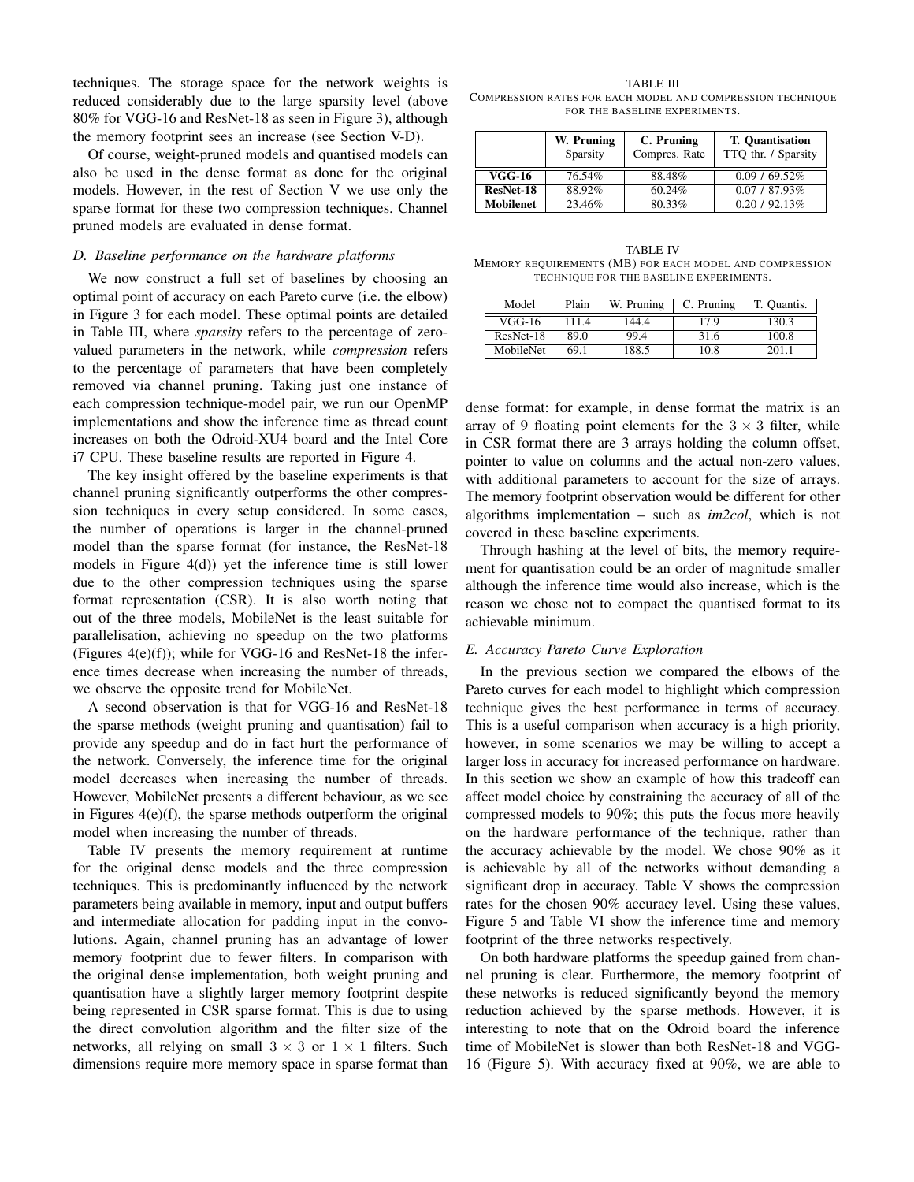techniques. The storage space for the network weights is reduced considerably due to the large sparsity level (above 80% for VGG-16 and ResNet-18 as seen in Figure 3), although the memory footprint sees an increase (see Section V-D).

Of course, weight-pruned models and quantised models can also be used in the dense format as done for the original models. However, in the rest of Section V we use only the sparse format for these two compression techniques. Channel pruned models are evaluated in dense format.

### D. Baseline performance on the hardware platforms

We now construct a full set of baselines by choosing an optimal point of accuracy on each Pareto curve (i.e. the elbow) in Figure 3 for each model. These optimal points are detailed in Table III, where *sparsity* refers to the percentage of zero-valued parameters in the network, while *compression* refers to the percentage of parameters that have been completely removed via channel pruning. Taking just one instance of each compression technique-model pair, we run our OpenMP implementations and show the inference time as thread count increases on both the Odroid-XU4 board and the Intel Core i7 CPU. These baseline results are reported in Figure 4.

The key insight offered by the baseline experiments is that channel pruning significantly outperforms the other compression techniques in every setup considered. In some cases, the number of operations is larger in the channel-pruned model than the sparse format (for instance, the ResNet-18 models in Figure 4(d)) yet the inference time is still lower due to the other compression techniques using the sparse format representation (CSR). It is also worth noting that out of the three models, MobileNet is the least suitable for parallelisation, achieving no speedup on the two platforms (Figures 4(e)(f)); while for VGG-16 and ResNet-18 the inference times decrease when increasing the number of threads, we observe the opposite trend for MobileNet.

A second observation is that for VGG-16 and ResNet-18 the sparse methods (weight pruning and quantisation) fail to provide any speedup and do in fact hurt the performance of the network. Conversely, the inference time for the original model decreases when increasing the number of threads. However, MobileNet presents a different behaviour, as we see in Figures 4(e)(f), the sparse methods outperform the original model when increasing the number of threads.

Table IV presents the memory requirement at runtime for the original dense models and the three compression techniques. This is predominantly influenced by the network parameters being available in memory, input and output buffers and intermediate allocation for padding input in the convolutions. Again, channel pruning has an advantage of lower memory footprint due to fewer filters. In comparison with the original dense implementation, both weight pruning and quantisation have a slightly larger memory footprint despite being represented in CSR sparse format. This is due to using the direct convolution algorithm and the filter size of the networks, all relying on small $3 \times 3$ or $1 \times 1$ filters. Such dimensions require more memory space in sparse format than dense format: for example, in dense format the matrix is an array of 9 floating point elements for the $3 \times 3$ filter, while in CSR format there are 3 arrays holding the column offset, pointer to value on columns and the actual non-zero values, with additional parameters to account for the size of arrays. The memory footprint observation would be different for other algorithms implementation – such as *im2col*, which is not covered in these baseline experiments.

Through hashing at the level of bits, the memory requirement for quantisation could be an order of magnitude smaller although the inference time would also increase, which is the reason we chose not to compact the quantised format to its achievable minimum.

TABLE III
COMPRESSION RATES FOR EACH MODEL AND COMPRESSION TECHNIQUE FOR THE BASELINE EXPERIMENTS.

| | **W. Pruning** Sparsity | **C. Pruning** Compres. Rate | **T. Quantisation** TTQ thr. / Sparsity |
|---|---|---|---|
| **VGG-16** | 76.54% | 88.48% | 0.09 / 69.52% |
| **ResNet-18** | 88.92% | 60.24% | 0.07 / 87.93% |
| **Mobilenet** | 23.46% | 80.33% | 0.20 / 92.13% |

TABLE IV
MEMORY REQUIREMENTS (MB) FOR EACH MODEL AND COMPRESSION TECHNIQUE FOR THE BASELINE EXPERIMENTS.

| Model | Plain | W. Pruning | C. Pruning | T. Quantis. |
|---|---|---|---|---|
| VGG-16 | 111.4 | 144.4 | 17.9 | 130.3 |
| ResNet-18 | 89.0 | 99.4 | 31.6 | 100.8 |
| MobileNet | 69.1 | 188.5 | 10.8 | 201.1 |

### E. Accuracy Pareto Curve Exploration

In the previous section we compared the elbows of the Pareto curves for each model to highlight which compression technique gives the best performance in terms of accuracy. This is a useful comparison when accuracy is a high priority, however, in some scenarios we may be willing to accept a larger loss in accuracy for increased performance on hardware. In this section we show an example of how this tradeoff can affect model choice by constraining the accuracy of all of the compressed models to 90%; this puts the focus more heavily on the hardware performance of the technique, rather than the accuracy achievable by the model. We chose 90% as it is achievable by all of the networks without demanding a significant drop in accuracy. Table V shows the compression rates for the chosen 90% accuracy level. Using these values, Figure 5 and Table VI show the inference time and memory footprint of the three networks respectively.

On both hardware platforms the speedup gained from channel pruning is clear. Furthermore, the memory footprint of these networks is reduced significantly beyond the memory reduction achieved by the sparse methods. However, it is interesting to note that on the Odroid board the inference time of MobileNet is slower than both ResNet-18 and VGG-16 (Figure 5). With accuracy fixed at 90%, we are able to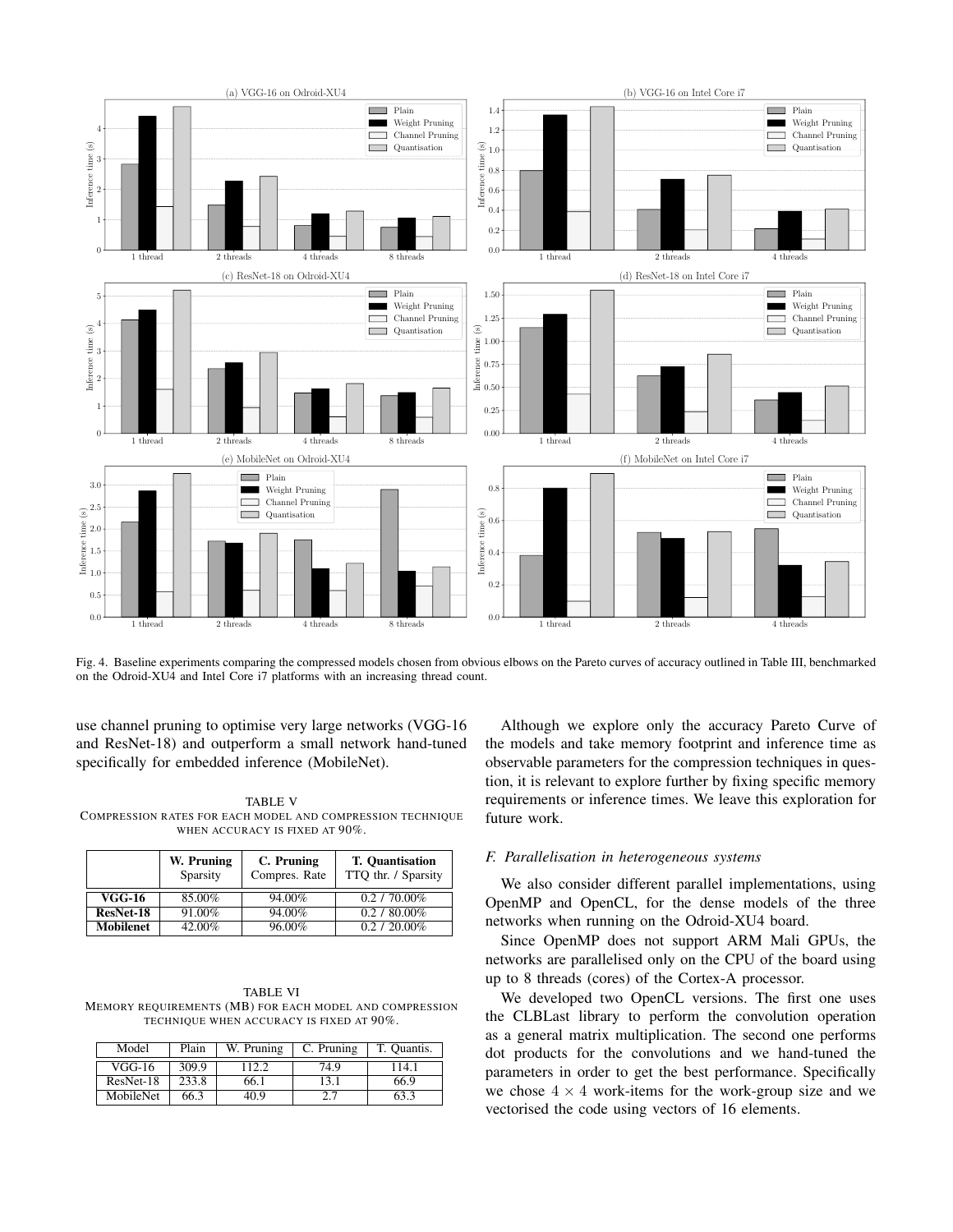Fig. 4. Baseline experiments comparing the compressed models chosen from obvious elbows on the Pareto curves of accuracy outlined in Table III, benchmarked on the Odroid-XU4 and Intel Core i7 platforms with an increasing thread count.

use channel pruning to optimise very large networks (VGG-16 and ResNet-18) and outperform a small network hand-tuned specifically for embedded inference (MobileNet).

TABLE V
COMPRESSION RATES FOR EACH MODEL AND COMPRESSION TECHNIQUE WHEN ACCURACY IS FIXED AT 90%.

| | **W. Pruning** Sparsity | **C. Pruning** Compres. Rate | **T. Quantisation** TTQ thr. / Sparsity |
|---|---|---|---|
| **VGG-16** | 85.00% | 94.00% | 0.2 / 70.00% |
| **ResNet-18** | 91.00% | 94.00% | 0.2 / 80.00% |
| **Mobilenet** | 42.00% | 96.00% | 0.2 / 20.00% |

TABLE VI
MEMORY REQUIREMENTS (MB) FOR EACH MODEL AND COMPRESSION TECHNIQUE WHEN ACCURACY IS FIXED AT 90%.

| Model | Plain | W. Pruning | C. Pruning | T. Quantis. |
|---|---|---|---|---|
| VGG-16 | 309.9 | 112.2 | 74.9 | 114.1 |
| ResNet-18 | 233.8 | 66.1 | 13.1 | 66.9 |
| MobileNet | 66.3 | 40.9 | 2.7 | 63.3 |

Although we explore only the accuracy Pareto Curve of the models and take memory footprint and inference time as observable parameters for the compression techniques in question, it is relevant to explore further by fixing specific memory requirements or inference times. We leave this exploration for future work.

### *F. Parallelisation in heterogeneous systems*

We also consider different parallel implementations, using OpenMP and OpenCL, for the dense models of the three networks when running on the Odroid-XU4 board.

Since OpenMP does not support ARM Mali GPUs, the networks are parallelised only on the CPU of the board using up to 8 threads (cores) of the Cortex-A processor.

We developed two OpenCL versions. The first one uses the CLBLast library to perform the convolution operation as a general matrix multiplication. The second one performs dot products for the convolutions and we hand-tuned the parameters in order to get the best performance. Specifically we chose $4 \times 4$ work-items for the work-group size and we vectorised the code using vectors of 16 elements.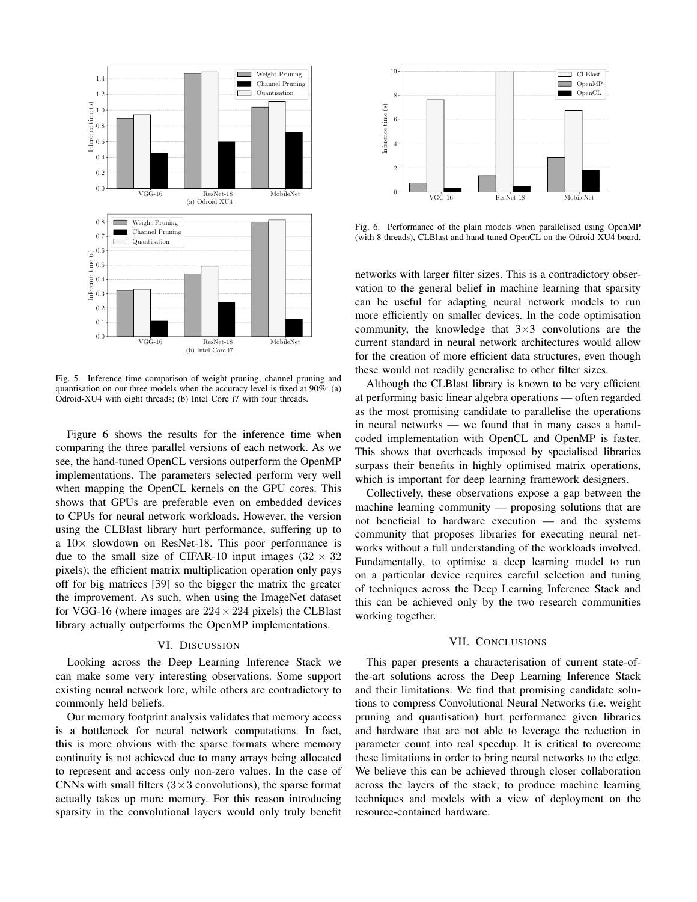Fig. 5. Inference time comparison of weight pruning, channel pruning and quantisation on our three models when the accuracy level is fixed at 90%: (a) Odroid-XU4 with eight threads; (b) Intel Core i7 with four threads.

Figure 6 shows the results for the inference time when comparing the three parallel versions of each network. As we see, the hand-tuned OpenCL versions outperform the OpenMP implementations. The parameters selected perform very well when mapping the OpenCL kernels on the GPU cores. This shows that GPUs are preferable even on embedded devices to CPUs for neural network workloads. However, the version using the CLBlast library hurt performance, suffering up to a $10\times$ slowdown on ResNet-18. This poor performance is due to the small size of CIFAR-10 input images ($32 \times 32$ pixels); the efficient matrix multiplication operation only pays off for big matrices [39] so the bigger the matrix the greater the improvement. As such, when using the ImageNet dataset for VGG-16 (where images are $224 \times 224$ pixels) the CLBlast library actually outperforms the OpenMP implementations.

## VI. Discussion

Looking across the Deep Learning Inference Stack we can make some very interesting observations. Some support existing neural network lore, while others are contradictory to commonly held beliefs.

Our memory footprint analysis validates that memory access is a bottleneck for neural network computations. In fact, this is more obvious with the sparse formats where memory continuity is not achieved due to many arrays being allocated to represent and access only non-zero values. In the case of CNNs with small filters ($3\times3$ convolutions), the sparse format actually takes up more memory. For this reason introducing sparsity in the convolutional layers would only truly benefit networks with larger filter sizes. This is a contradictory observation to the general belief in machine learning that sparsity can be useful for adapting neural network models to run more efficiently on smaller devices. In the code optimisation community, the knowledge that $3\times3$ convolutions are the current standard in neural network architectures would allow for the creation of more efficient data structures, even though these would not readily generalise to other filter sizes.

Although the CLBlast library is known to be very efficient at performing basic linear algebra operations — often regarded as the most promising candidate to parallelise the operations in neural networks — we found that in many cases a hand-coded implementation with OpenCL and OpenMP is faster. This shows that overheads imposed by specialised libraries surpass their benefits in highly optimised matrix operations, which is important for deep learning framework designers.

Collectively, these observations expose a gap between the machine learning community — proposing solutions that are not beneficial to hardware execution — and the systems community that proposes libraries for executing neural networks without a full understanding of the workloads involved. Fundamentally, to optimise a deep learning model to run on a particular device requires careful selection and tuning of techniques across the Deep Learning Inference Stack and this can be achieved only by the two research communities working together.

Fig. 6. Performance of the plain models when parallelised using OpenMP (with 8 threads), CLBlast and hand-tuned OpenCL on the Odroid-XU4 board.

## VII. Conclusions

This paper presents a characterisation of current state-of-the-art solutions across the Deep Learning Inference Stack and their limitations. We find that promising candidate solutions to compress Convolutional Neural Networks (i.e. weight pruning and quantisation) hurt performance given libraries and hardware that are not able to leverage the reduction in parameter count into real speedup. It is critical to overcome these limitations in order to bring neural networks to the edge. We believe this can be achieved through closer collaboration across the layers of the stack; to produce machine learning techniques and models with a view of deployment on the resource-contained hardware.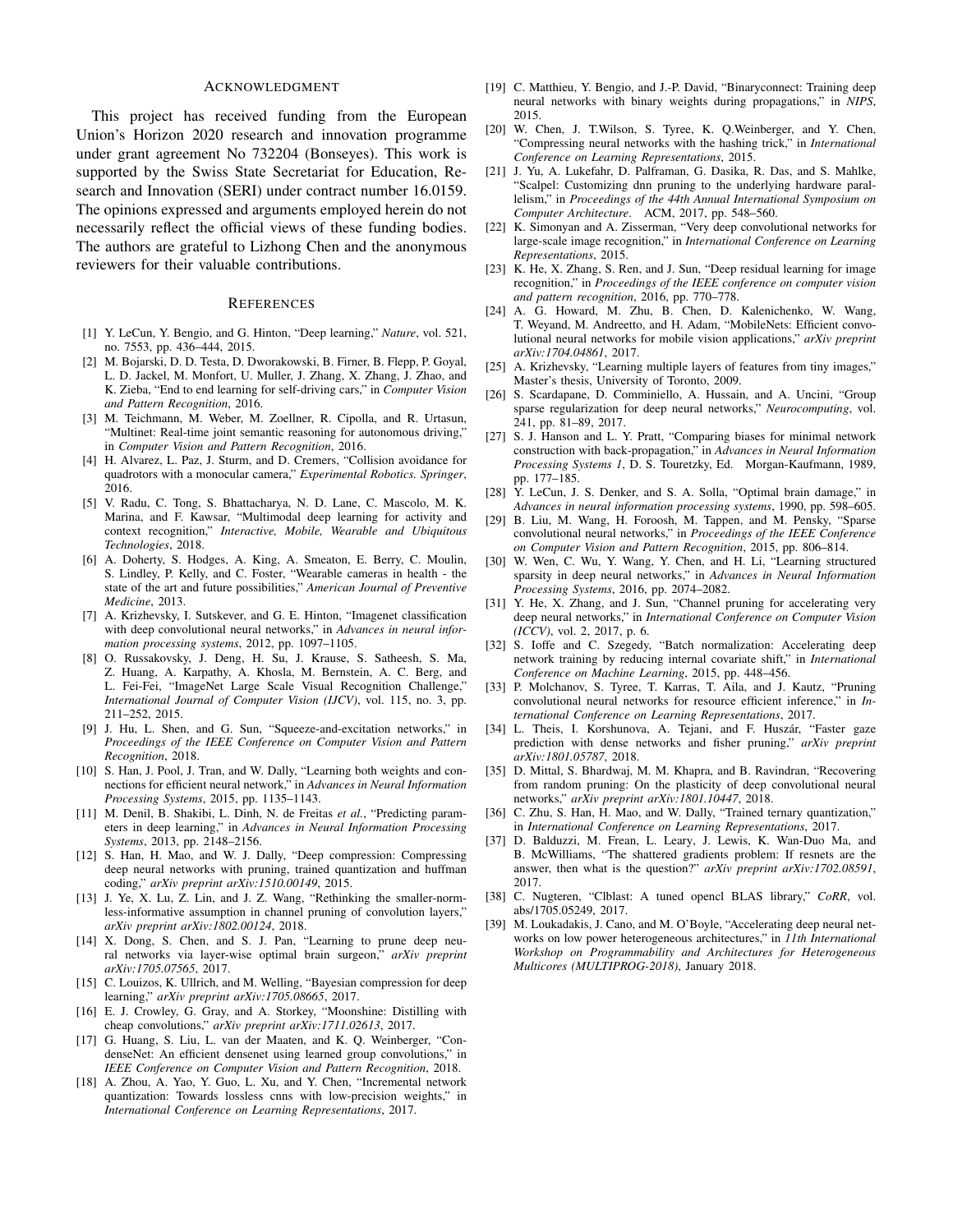## Acknowledgment

This project has received funding from the European Union's Horizon 2020 research and innovation programme under grant agreement No 732204 (Bonseyes). This work is supported by the Swiss State Secretariat for Education, Research and Innovation (SERI) under contract number 16.0159. The opinions expressed and arguments employed herein do not necessarily reflect the official views of these funding bodies. The authors are grateful to Lizhong Chen and the anonymous reviewers for their valuable contributions.

## References

[1] Y. LeCun, Y. Bengio, and G. Hinton, "Deep learning," *Nature*, vol. 521, no. 7553, pp. 436–444, 2015.

[2] M. Bojarski, D. D. Testa, D. Dworakowski, B. Firner, B. Flepp, P. Goyal, L. D. Jackel, M. Monfort, U. Muller, J. Zhang, X. Zhang, J. Zhao, and K. Zieba, "End to end learning for self-driving cars," in *Computer Vision and Pattern Recognition*, 2016.

[3] M. Teichmann, M. Weber, M. Zoellner, R. Cipolla, and R. Urtasun, "Multinet: Real-time joint semantic reasoning for autonomous driving," in *Computer Vision and Pattern Recognition*, 2016.

[4] H. Alvarez, L. Paz, J. Sturm, and D. Cremers, "Collision avoidance for quadrotors with a monocular camera," *Experimental Robotics. Springer*, 2016.

[5] V. Radu, C. Tong, S. Bhattacharya, N. D. Lane, C. Mascolo, M. K. Marina, and F. Kawsar, "Multimodal deep learning for activity and context recognition," *Interactive, Mobile, Wearable and Ubiquitous Technologies*, 2018.

[6] A. Doherty, S. Hodges, A. King, A. Smeaton, E. Berry, C. Moulin, S. Lindley, P. Kelly, and C. Foster, "Wearable cameras in health - the state of the art and future possibilities," *American Journal of Preventive Medicine*, 2013.

[7] A. Krizhevsky, I. Sutskever, and G. E. Hinton, "Imagenet classification with deep convolutional neural networks," in *Advances in neural information processing systems*, 2012, pp. 1097–1105.

[8] O. Russakovsky, J. Deng, H. Su, J. Krause, S. Satheesh, S. Ma, Z. Huang, A. Karpathy, A. Khosla, M. Bernstein, A. C. Berg, and L. Fei-Fei, "ImageNet Large Scale Visual Recognition Challenge," *International Journal of Computer Vision (IJCV)*, vol. 115, no. 3, pp. 211–252, 2015.

[9] J. Hu, L. Shen, and G. Sun, "Squeeze-and-excitation networks," in *Proceedings of the IEEE Conference on Computer Vision and Pattern Recognition*, 2018.

[10] S. Han, J. Pool, J. Tran, and W. Dally, "Learning both weights and connections for efficient neural network," in *Advances in Neural Information Processing Systems*, 2015, pp. 1135–1143.

[11] M. Denil, B. Shakibi, L. Dinh, N. de Freitas *et al.*, "Predicting parameters in deep learning," in *Advances in Neural Information Processing Systems*, 2013, pp. 2148–2156.

[12] S. Han, H. Mao, and W. J. Dally, "Deep compression: Compressing deep neural networks with pruning, trained quantization and huffman coding," *arXiv preprint arXiv:1510.00149*, 2015.

[13] J. Ye, X. Lu, Z. Lin, and J. Z. Wang, "Rethinking the smaller-norm-less-informative assumption in channel pruning of convolution layers," *arXiv preprint arXiv:1802.00124*, 2018.

[14] X. Dong, S. Chen, and S. J. Pan, "Learning to prune deep neural networks via layer-wise optimal brain surgeon," *arXiv preprint arXiv:1705.07565*, 2017.

[15] C. Louizos, K. Ullrich, and M. Welling, "Bayesian compression for deep learning," *arXiv preprint arXiv:1705.08665*, 2017.

[16] E. J. Crowley, G. Gray, and A. Storkey, "Moonshine: Distilling with cheap convolutions," *arXiv preprint arXiv:1711.02613*, 2017.

[17] G. Huang, S. Liu, L. van der Maaten, and K. Q. Weinberger, "CondenseNet: An efficient densenet using learned group convolutions," in *IEEE Conference on Computer Vision and Pattern Recognition*, 2018.

[18] A. Zhou, A. Yao, Y. Guo, L. Xu, and Y. Chen, "Incremental network quantization: Towards lossless cnns with low-precision weights," in *International Conference on Learning Representations*, 2017.

[19] C. Matthieu, Y. Bengio, and J.-P. David, "Binaryconnect: Training deep neural networks with binary weights during propagations," in *NIPS*, 2015.

[20] W. Chen, J. T.Wilson, S. Tyree, K. Q.Weinberger, and Y. Chen, "Compressing neural networks with the hashing trick," in *International Conference on Learning Representations*, 2015.

[21] J. Yu, A. Lukefahr, D. Palframan, G. Dasika, R. Das, and S. Mahlke, "Scalpel: Customizing dnn pruning to the underlying hardware parallelism," in *Proceedings of the 44th Annual International Symposium on Computer Architecture*. ACM, 2017, pp. 548–560.

[22] K. Simonyan and A. Zisserman, "Very deep convolutional networks for large-scale image recognition," in *International Conference on Learning Representations*, 2015.

[23] K. He, X. Zhang, S. Ren, and J. Sun, "Deep residual learning for image recognition," in *Proceedings of the IEEE conference on computer vision and pattern recognition*, 2016, pp. 770–778.

[24] A. G. Howard, M. Zhu, B. Chen, D. Kalenichenko, W. Wang, T. Weyand, M. Andreetto, and H. Adam, "MobileNets: Efficient convolutional neural networks for mobile vision applications," *arXiv preprint arXiv:1704.04861*, 2017.

[25] A. Krizhevsky, "Learning multiple layers of features from tiny images," Master's thesis, University of Toronto, 2009.

[26] S. Scardapane, D. Comminiello, A. Hussain, and A. Uncini, "Group sparse regularization for deep neural networks," *Neurocomputing*, vol. 241, pp. 81–89, 2017.

[27] S. J. Hanson and L. Y. Pratt, "Comparing biases for minimal network construction with back-propagation," in *Advances in Neural Information Processing Systems 1*, D. S. Touretzky, Ed. Morgan-Kaufmann, 1989, pp. 177–185.

[28] Y. LeCun, J. S. Denker, and S. A. Solla, "Optimal brain damage," in *Advances in neural information processing systems*, 1990, pp. 598–605.

[29] B. Liu, M. Wang, H. Foroosh, M. Tappen, and M. Pensky, "Sparse convolutional neural networks," in *Proceedings of the IEEE Conference on Computer Vision and Pattern Recognition*, 2015, pp. 806–814.

[30] W. Wen, C. Wu, Y. Wang, Y. Chen, and H. Li, "Learning structured sparsity in deep neural networks," in *Advances in Neural Information Processing Systems*, 2016, pp. 2074–2082.

[31] Y. He, X. Zhang, and J. Sun, "Channel pruning for accelerating very deep neural networks," in *International Conference on Computer Vision (ICCV)*, vol. 2, 2017, p. 6.

[32] S. Ioffe and C. Szegedy, "Batch normalization: Accelerating deep network training by reducing internal covariate shift," in *International Conference on Machine Learning*, 2015, pp. 448–456.

[33] P. Molchanov, S. Tyree, T. Karras, T. Aila, and J. Kautz, "Pruning convolutional neural networks for resource efficient inference," in *International Conference on Learning Representations*, 2017.

[34] L. Theis, I. Korshunova, A. Tejani, and F. Huszár, "Faster gaze prediction with dense networks and fisher pruning," *arXiv preprint arXiv:1801.05787*, 2018.

[35] D. Mittal, S. Bhardwaj, M. M. Khapra, and B. Ravindran, "Recovering from random pruning: On the plasticity of deep convolutional neural networks," *arXiv preprint arXiv:1801.10447*, 2018.

[36] C. Zhu, S. Han, H. Mao, and W. Dally, "Trained ternary quantization," in *International Conference on Learning Representations*, 2017.

[37] D. Balduzzi, M. Frean, L. Leary, J. Lewis, K. Wan-Duo Ma, and B. McWilliams, "The shattered gradients problem: If resnets are the answer, then what is the question?" *arXiv preprint arXiv:1702.08591*, 2017.

[38] C. Nugteren, "Clblast: A tuned opencl BLAS library," *CoRR*, vol. abs/1705.05249, 2017.

[39] M. Loukadakis, J. Cano, and M. O'Boyle, "Accelerating deep neural networks on low power heterogeneous architectures," in *11th International Workshop on Programmability and Architectures for Heterogeneous Multicores (MULTIPROG-2018)*, January 2018.